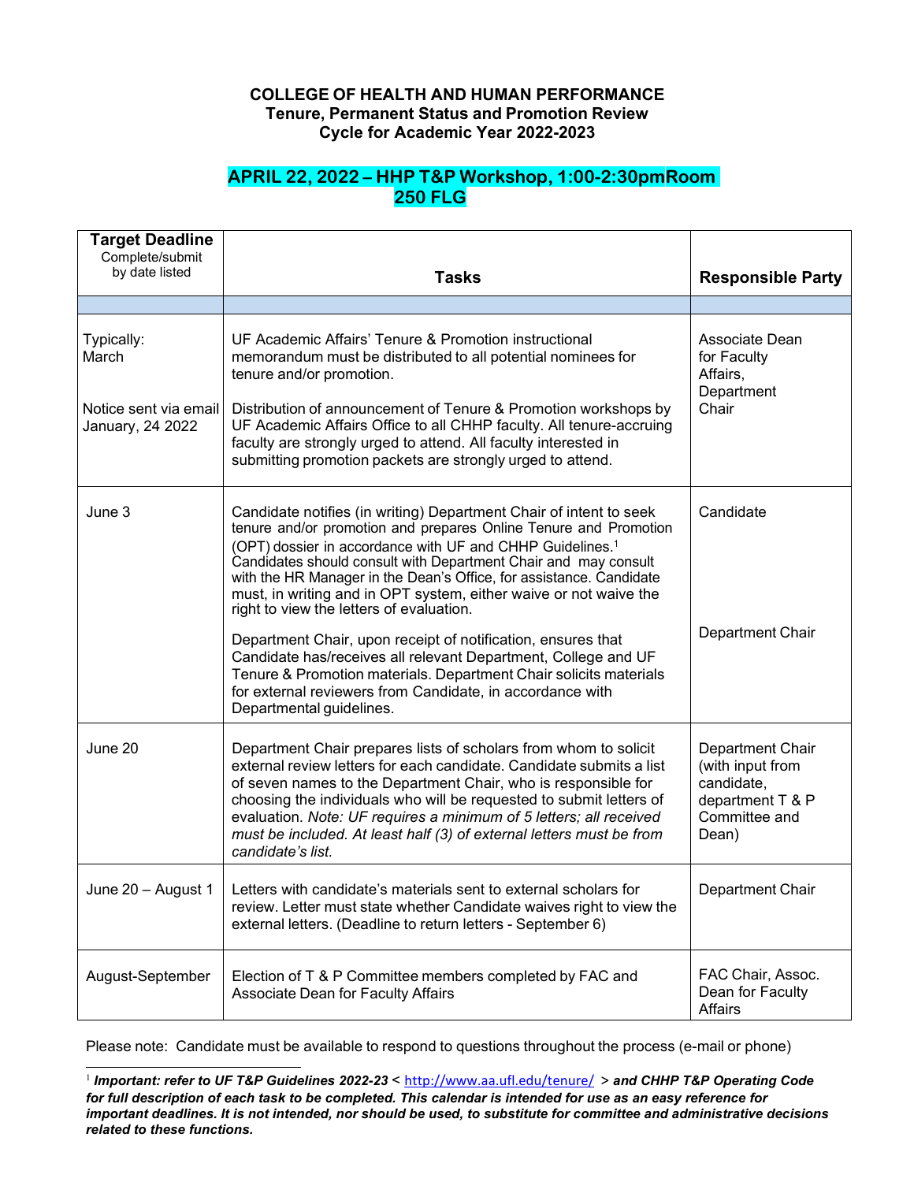**COLLEGE OF HEALTH AND HUMAN PERFORMANCE**
**Tenure, Permanent Status and Promotion Review**
**Cycle for Academic Year 2022-2023**

**APRIL 22, 2022 – HHP T&P Workshop, 1:00-2:30pmRoom 250 FLG**

| **Target Deadline** Complete/submit by date listed | **Tasks** | **Responsible Party** |
|---|---|---|
| | | |
| Typically: March<br><br>Notice sent via email January, 24 2022 | UF Academic Affairs' Tenure & Promotion instructional memorandum must be distributed to all potential nominees for tenure and/or promotion.<br><br>Distribution of announcement of Tenure & Promotion workshops by UF Academic Affairs Office to all CHHP faculty. All tenure-accruing faculty are strongly urged to attend. All faculty interested in submitting promotion packets are strongly urged to attend. | Associate Dean for Faculty Affairs, Department Chair |
| June 3 | Candidate notifies (in writing) Department Chair of intent to seek tenure and/or promotion and prepares Online Tenure and Promotion (OPT) dossier in accordance with UF and CHHP Guidelines.[1] Candidates should consult with Department Chair and may consult with the HR Manager in the Dean's Office, for assistance. Candidate must, in writing and in OPT system, either waive or not waive the right to view the letters of evaluation.<br><br>Department Chair, upon receipt of notification, ensures that Candidate has/receives all relevant Department, College and UF Tenure & Promotion materials. Department Chair solicits materials for external reviewers from Candidate, in accordance with Departmental guidelines. | Candidate<br><br>Department Chair |
| June 20 | Department Chair prepares lists of scholars from whom to solicit external review letters for each candidate. Candidate submits a list of seven names to the Department Chair, who is responsible for choosing the individuals who will be requested to submit letters of evaluation. *Note: UF requires a minimum of 5 letters; all received must be included. At least half (3) of external letters must be from candidate's list.* | Department Chair (with input from candidate, department T & P Committee and Dean) |
| June 20 – August 1 | Letters with candidate's materials sent to external scholars for review. Letter must state whether Candidate waives right to view the external letters. (Deadline to return letters - September 6) | Department Chair |
| August-September | Election of T & P Committee members completed by FAC and Associate Dean for Faculty Affairs | FAC Chair, Assoc. Dean for Faculty Affairs |

Please note: Candidate must be available to respond to questions throughout the process (e-mail or phone)

[1] ***Important: refer to UF T&P Guidelines 2022-23** < http://www.aa.ufl.edu/tenure/ > **and CHHP T&P Operating Code for full description of each task to be completed. This calendar is intended for use as an easy reference for important deadlines. It is not intended, nor should be used, to substitute for committee and administrative decisions related to these functions.***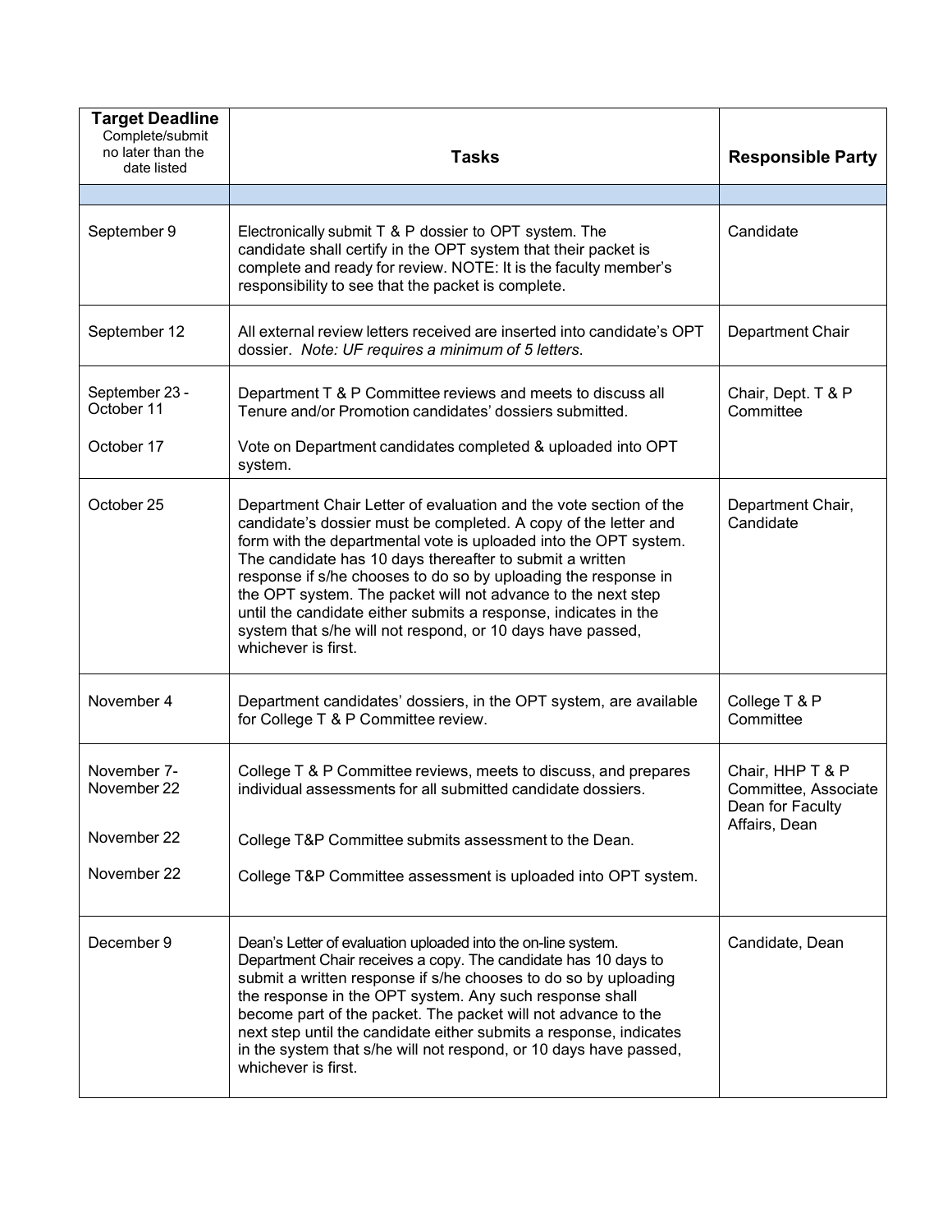| **Target Deadline** Complete/submit no later than the date listed | **Tasks** | **Responsible Party** |
|---|---|---|
| | | |
| September 9 | Electronically submit T & P dossier to OPT system. The candidate shall certify in the OPT system that their packet is complete and ready for review. NOTE: It is the faculty member's responsibility to see that the packet is complete. | Candidate |
| September 12 | All external review letters received are inserted into candidate's OPT dossier. *Note: UF requires a minimum of 5 letters*. | Department Chair |
| September 23 - October 11<br><br>October 17 | Department T & P Committee reviews and meets to discuss all Tenure and/or Promotion candidates' dossiers submitted.<br><br>Vote on Department candidates completed & uploaded into OPT system. | Chair, Dept. T & P Committee |
| October 25 | Department Chair Letter of evaluation and the vote section of the candidate's dossier must be completed. A copy of the letter and form with the departmental vote is uploaded into the OPT system. The candidate has 10 days thereafter to submit a written response if s/he chooses to do so by uploading the response in the OPT system. The packet will not advance to the next step until the candidate either submits a response, indicates in the system that s/he will not respond, or 10 days have passed, whichever is first. | Department Chair, Candidate |
| November 4 | Department candidates' dossiers, in the OPT system, are available for College T & P Committee review. | College T & P Committee |
| November 7- November 22<br><br>November 22<br><br>November 22 | College T & P Committee reviews, meets to discuss, and prepares individual assessments for all submitted candidate dossiers.<br><br>College T&P Committee submits assessment to the Dean.<br><br>College T&P Committee assessment is uploaded into OPT system. | Chair, HHP T & P Committee, Associate Dean for Faculty Affairs, Dean |
| December 9 | Dean's Letter of evaluation uploaded into the on-line system. Department Chair receives a copy. The candidate has 10 days to submit a written response if s/he chooses to do so by uploading the response in the OPT system. Any such response shall become part of the packet. The packet will not advance to the next step until the candidate either submits a response, indicates in the system that s/he will not respond, or 10 days have passed, whichever is first. | Candidate, Dean |